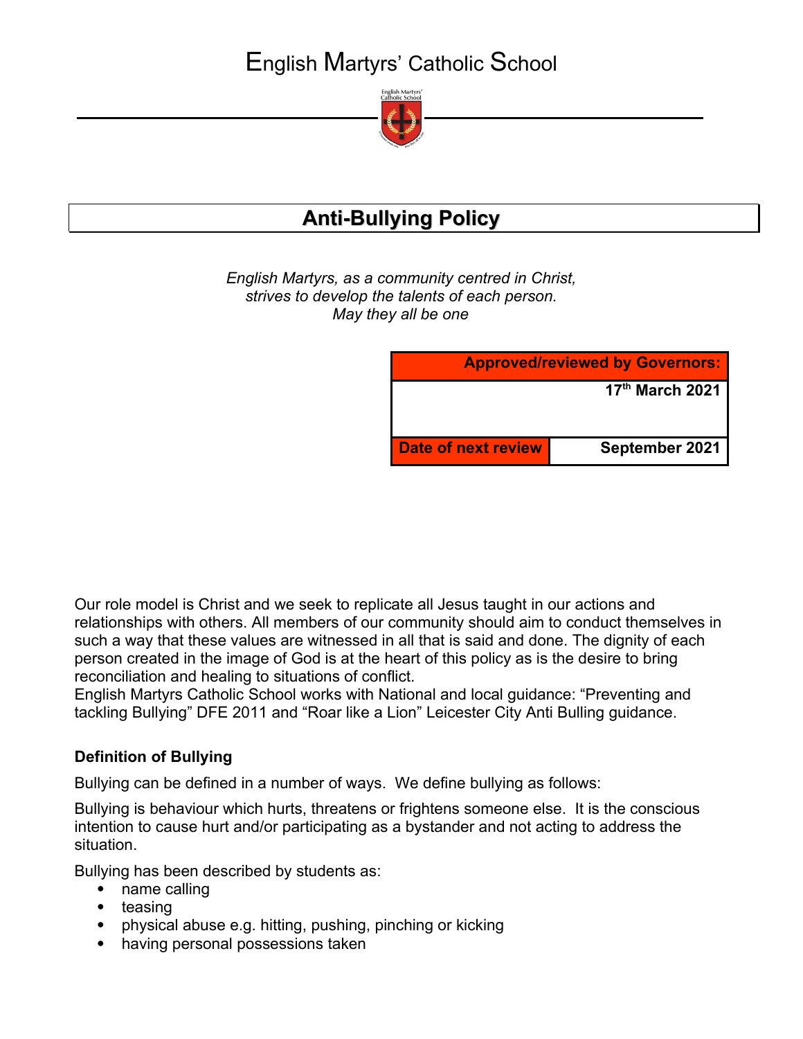# English Martyrs' Catholic School

## Anti-Bullying Policy

*English Martyrs, as a community centred in Christ,*
*strives to develop the talents of each person.*
*May they all be one*

| Approved/reviewed by Governors: | |
|---|---|
| | 17th March 2021 |
| Date of next review | September 2021 |

Our role model is Christ and we seek to replicate all Jesus taught in our actions and relationships with others. All members of our community should aim to conduct themselves in such a way that these values are witnessed in all that is said and done. The dignity of each person created in the image of God is at the heart of this policy as is the desire to bring reconciliation and healing to situations of conflict.
English Martyrs Catholic School works with National and local guidance: "Preventing and tackling Bullying" DFE 2011 and "Roar like a Lion" Leicester City Anti Bulling guidance.

### Definition of Bullying

Bullying can be defined in a number of ways. We define bullying as follows:

Bullying is behaviour which hurts, threatens or frightens someone else. It is the conscious intention to cause hurt and/or participating as a bystander and not acting to address the situation.

Bullying has been described by students as:

- name calling
- teasing
- physical abuse e.g. hitting, pushing, pinching or kicking
- having personal possessions taken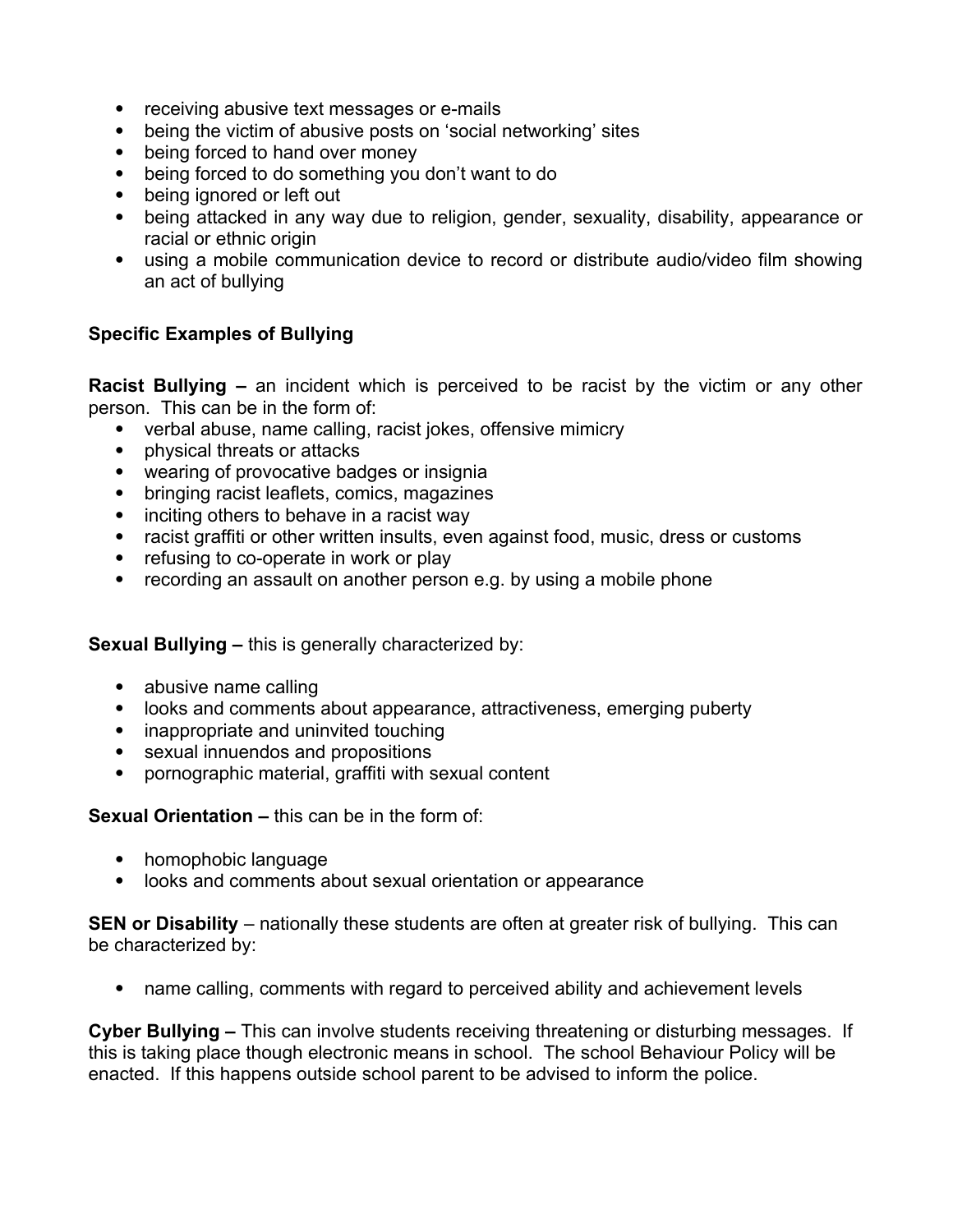- receiving abusive text messages or e-mails
- being the victim of abusive posts on 'social networking' sites
- being forced to hand over money
- being forced to do something you don't want to do
- being ignored or left out
- being attacked in any way due to religion, gender, sexuality, disability, appearance or racial or ethnic origin
- using a mobile communication device to record or distribute audio/video film showing an act of bullying

**Specific Examples of Bullying**

**Racist Bullying –** an incident which is perceived to be racist by the victim or any other person. This can be in the form of:

- verbal abuse, name calling, racist jokes, offensive mimicry
- physical threats or attacks
- wearing of provocative badges or insignia
- bringing racist leaflets, comics, magazines
- inciting others to behave in a racist way
- racist graffiti or other written insults, even against food, music, dress or customs
- refusing to co-operate in work or play
- recording an assault on another person e.g. by using a mobile phone

**Sexual Bullying –** this is generally characterized by:

- abusive name calling
- looks and comments about appearance, attractiveness, emerging puberty
- inappropriate and uninvited touching
- sexual innuendos and propositions
- pornographic material, graffiti with sexual content

**Sexual Orientation –** this can be in the form of:

- homophobic language
- looks and comments about sexual orientation or appearance

**SEN or Disability** – nationally these students are often at greater risk of bullying. This can be characterized by:

- name calling, comments with regard to perceived ability and achievement levels

**Cyber Bullying –** This can involve students receiving threatening or disturbing messages. If this is taking place though electronic means in school. The school Behaviour Policy will be enacted. If this happens outside school parent to be advised to inform the police.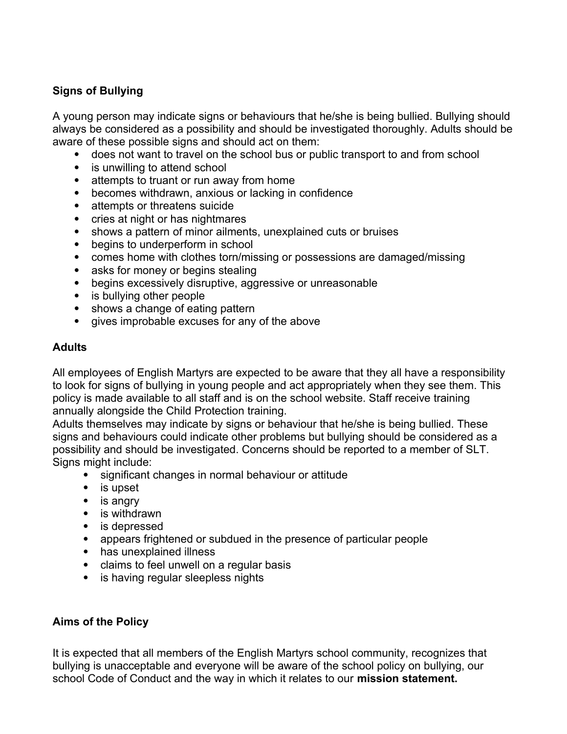**Signs of Bullying**

A young person may indicate signs or behaviours that he/she is being bullied. Bullying should always be considered as a possibility and should be investigated thoroughly. Adults should be aware of these possible signs and should act on them:

- does not want to travel on the school bus or public transport to and from school
- is unwilling to attend school
- attempts to truant or run away from home
- becomes withdrawn, anxious or lacking in confidence
- attempts or threatens suicide
- cries at night or has nightmares
- shows a pattern of minor ailments, unexplained cuts or bruises
- begins to underperform in school
- comes home with clothes torn/missing or possessions are damaged/missing
- asks for money or begins stealing
- begins excessively disruptive, aggressive or unreasonable
- is bullying other people
- shows a change of eating pattern
- gives improbable excuses for any of the above

**Adults**

All employees of English Martyrs are expected to be aware that they all have a responsibility to look for signs of bullying in young people and act appropriately when they see them. This policy is made available to all staff and is on the school website. Staff receive training annually alongside the Child Protection training.
Adults themselves may indicate by signs or behaviour that he/she is being bullied. These signs and behaviours could indicate other problems but bullying should be considered as a possibility and should be investigated. Concerns should be reported to a member of SLT. Signs might include:

- significant changes in normal behaviour or attitude
- is upset
- is angry
- is withdrawn
- is depressed
- appears frightened or subdued in the presence of particular people
- has unexplained illness
- claims to feel unwell on a regular basis
- is having regular sleepless nights

**Aims of the Policy**

It is expected that all members of the English Martyrs school community, recognizes that bullying is unacceptable and everyone will be aware of the school policy on bullying, our school Code of Conduct and the way in which it relates to our **mission statement.**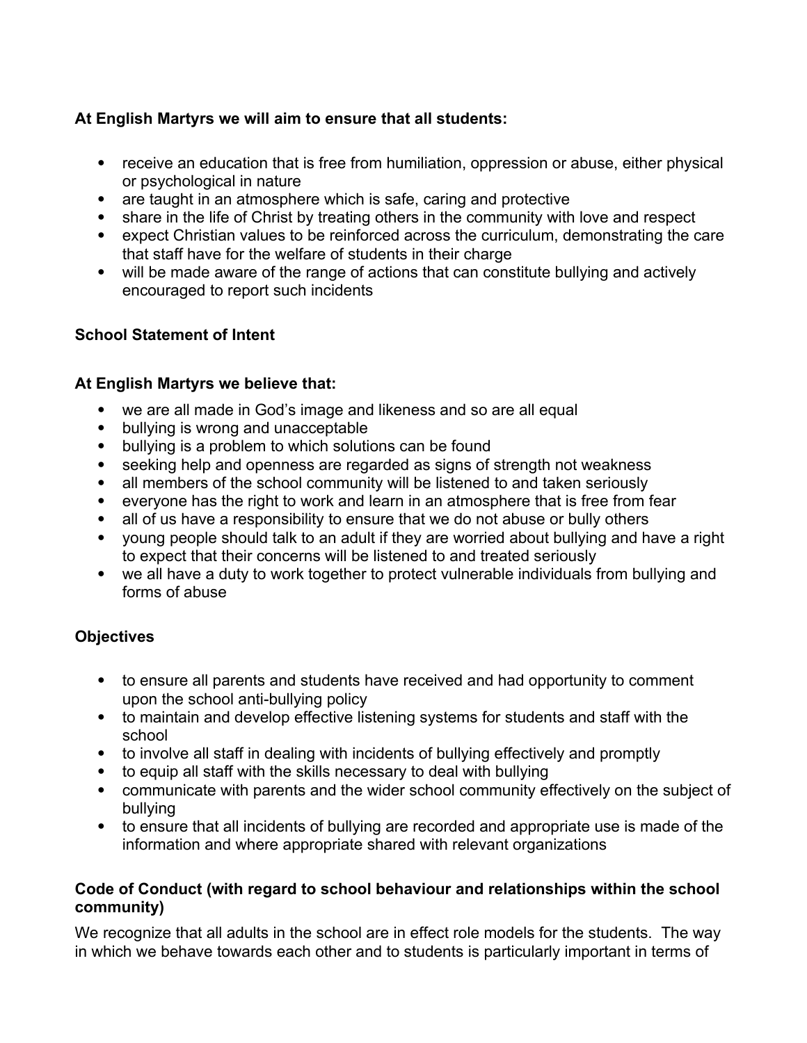**At English Martyrs we will aim to ensure that all students:**

- receive an education that is free from humiliation, oppression or abuse, either physical or psychological in nature
- are taught in an atmosphere which is safe, caring and protective
- share in the life of Christ by treating others in the community with love and respect
- expect Christian values to be reinforced across the curriculum, demonstrating the care that staff have for the welfare of students in their charge
- will be made aware of the range of actions that can constitute bullying and actively encouraged to report such incidents

**School Statement of Intent**

**At English Martyrs we believe that:**

- we are all made in God's image and likeness and so are all equal
- bullying is wrong and unacceptable
- bullying is a problem to which solutions can be found
- seeking help and openness are regarded as signs of strength not weakness
- all members of the school community will be listened to and taken seriously
- everyone has the right to work and learn in an atmosphere that is free from fear
- all of us have a responsibility to ensure that we do not abuse or bully others
- young people should talk to an adult if they are worried about bullying and have a right to expect that their concerns will be listened to and treated seriously
- we all have a duty to work together to protect vulnerable individuals from bullying and forms of abuse

**Objectives**

- to ensure all parents and students have received and had opportunity to comment upon the school anti-bullying policy
- to maintain and develop effective listening systems for students and staff with the school
- to involve all staff in dealing with incidents of bullying effectively and promptly
- to equip all staff with the skills necessary to deal with bullying
- communicate with parents and the wider school community effectively on the subject of bullying
- to ensure that all incidents of bullying are recorded and appropriate use is made of the information and where appropriate shared with relevant organizations

**Code of Conduct (with regard to school behaviour and relationships within the school community)**

We recognize that all adults in the school are in effect role models for the students. The way in which we behave towards each other and to students is particularly important in terms of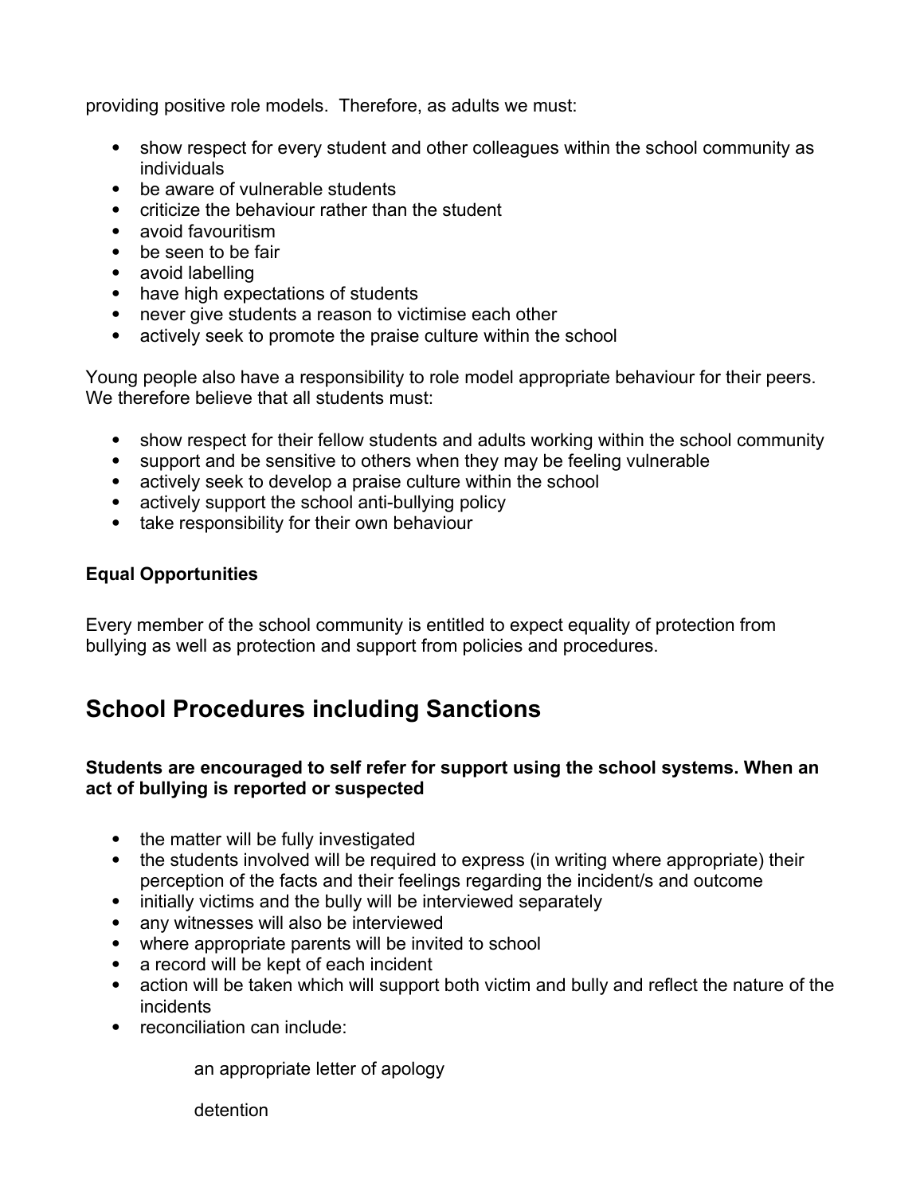providing positive role models. Therefore, as adults we must:

- show respect for every student and other colleagues within the school community as individuals
- be aware of vulnerable students
- criticize the behaviour rather than the student
- avoid favouritism
- be seen to be fair
- avoid labelling
- have high expectations of students
- never give students a reason to victimise each other
- actively seek to promote the praise culture within the school

Young people also have a responsibility to role model appropriate behaviour for their peers. We therefore believe that all students must:

- show respect for their fellow students and adults working within the school community
- support and be sensitive to others when they may be feeling vulnerable
- actively seek to develop a praise culture within the school
- actively support the school anti-bullying policy
- take responsibility for their own behaviour

**Equal Opportunities**

Every member of the school community is entitled to expect equality of protection from bullying as well as protection and support from policies and procedures.

## School Procedures including Sanctions

**Students are encouraged to self refer for support using the school systems. When an act of bullying is reported or suspected**

- the matter will be fully investigated
- the students involved will be required to express (in writing where appropriate) their perception of the facts and their feelings regarding the incident/s and outcome
- initially victims and the bully will be interviewed separately
- any witnesses will also be interviewed
- where appropriate parents will be invited to school
- a record will be kept of each incident
- action will be taken which will support both victim and bully and reflect the nature of the incidents
- reconciliation can include:

  an appropriate letter of apology

  detention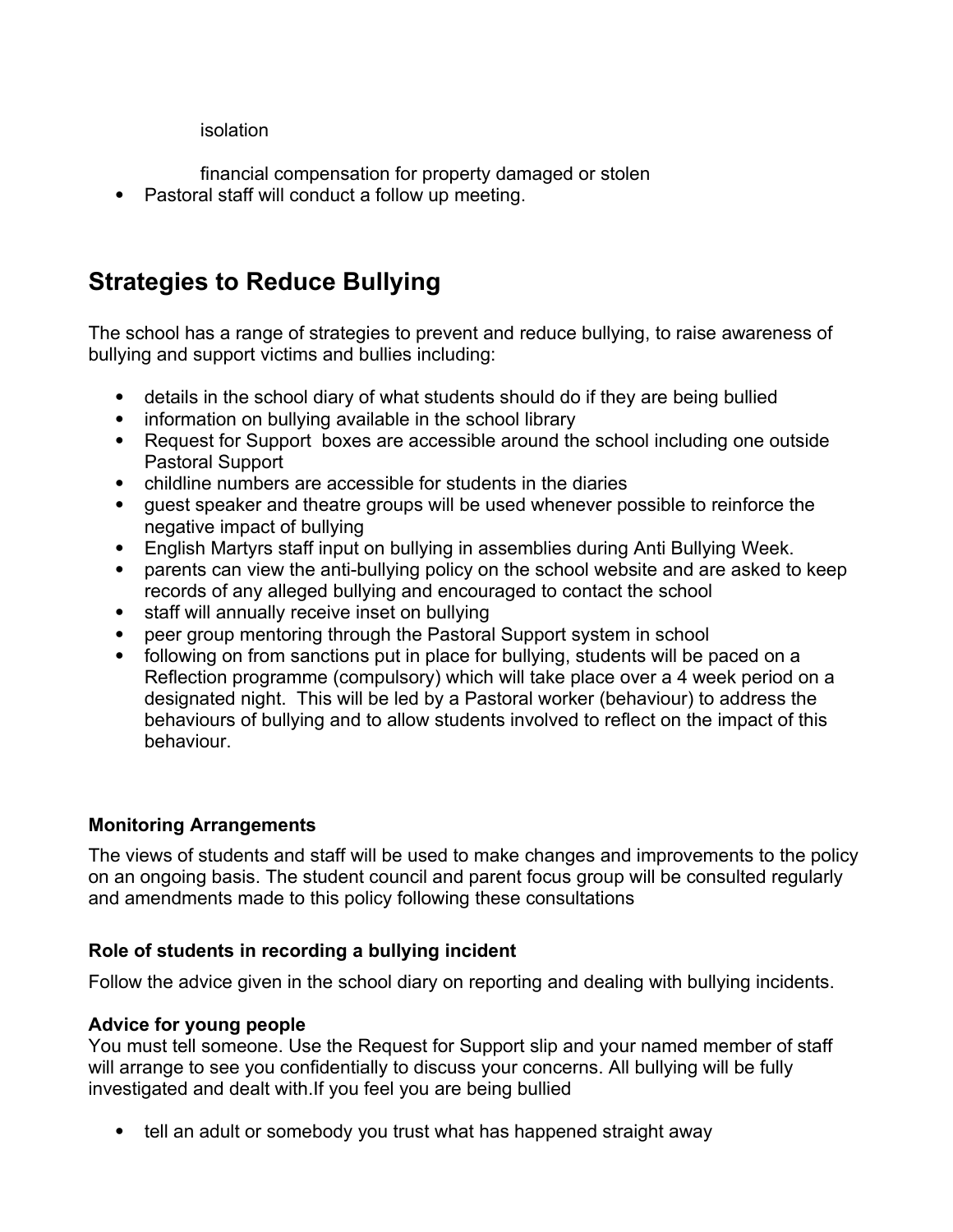isolation

financial compensation for property damaged or stolen

- Pastoral staff will conduct a follow up meeting.

## Strategies to Reduce Bullying

The school has a range of strategies to prevent and reduce bullying, to raise awareness of bullying and support victims and bullies including:

- details in the school diary of what students should do if they are being bullied
- information on bullying available in the school library
- Request for Support boxes are accessible around the school including one outside Pastoral Support
- childline numbers are accessible for students in the diaries
- guest speaker and theatre groups will be used whenever possible to reinforce the negative impact of bullying
- English Martyrs staff input on bullying in assemblies during Anti Bullying Week.
- parents can view the anti-bullying policy on the school website and are asked to keep records of any alleged bullying and encouraged to contact the school
- staff will annually receive inset on bullying
- peer group mentoring through the Pastoral Support system in school
- following on from sanctions put in place for bullying, students will be paced on a Reflection programme (compulsory) which will take place over a 4 week period on a designated night. This will be led by a Pastoral worker (behaviour) to address the behaviours of bullying and to allow students involved to reflect on the impact of this behaviour.

### Monitoring Arrangements

The views of students and staff will be used to make changes and improvements to the policy on an ongoing basis. The student council and parent focus group will be consulted regularly and amendments made to this policy following these consultations

### Role of students in recording a bullying incident

Follow the advice given in the school diary on reporting and dealing with bullying incidents.

### Advice for young people

You must tell someone. Use the Request for Support slip and your named member of staff will arrange to see you confidentially to discuss your concerns. All bullying will be fully investigated and dealt with.If you feel you are being bullied

- tell an adult or somebody you trust what has happened straight away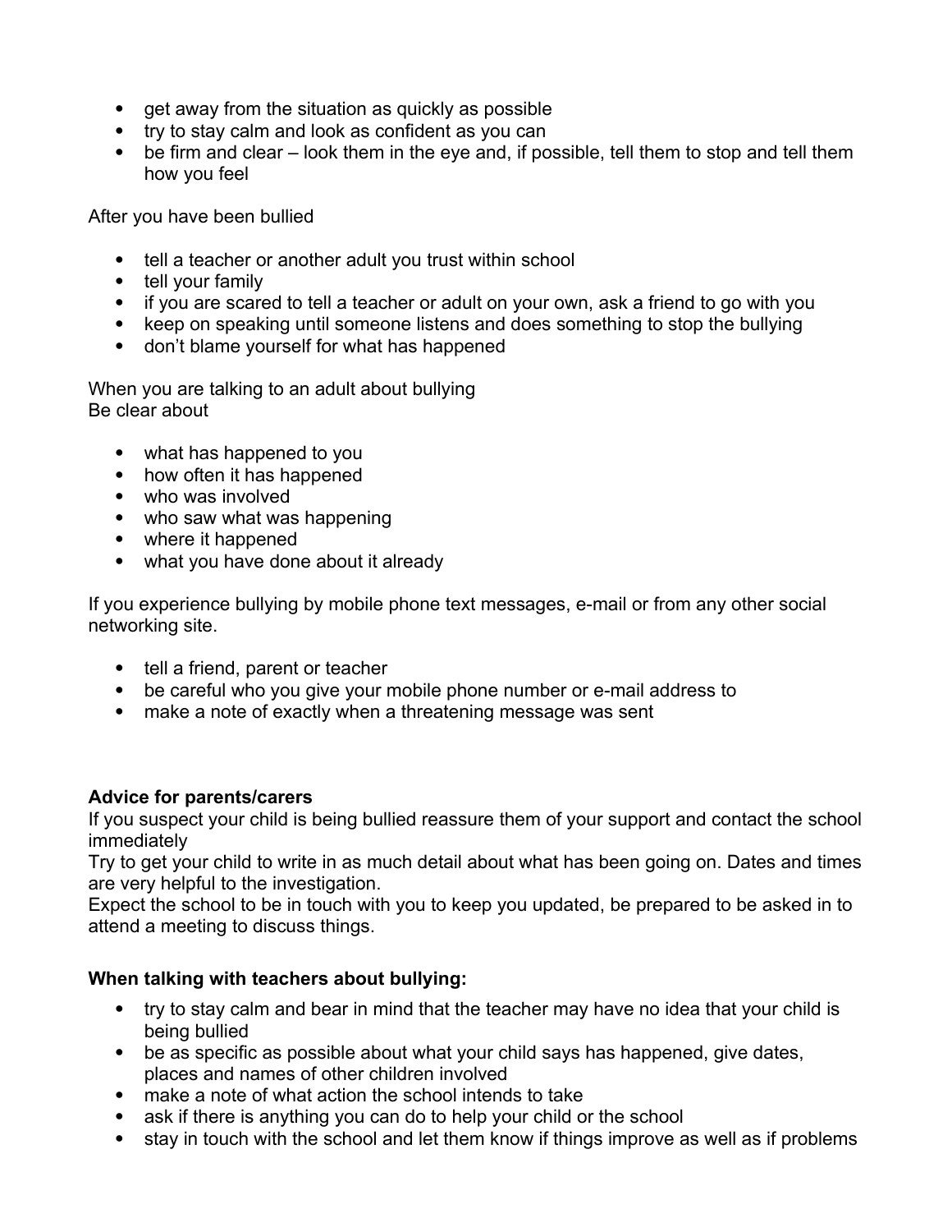- get away from the situation as quickly as possible
- try to stay calm and look as confident as you can
- be firm and clear – look them in the eye and, if possible, tell them to stop and tell them how you feel

After you have been bullied

- tell a teacher or another adult you trust within school
- tell your family
- if you are scared to tell a teacher or adult on your own, ask a friend to go with you
- keep on speaking until someone listens and does something to stop the bullying
- don't blame yourself for what has happened

When you are talking to an adult about bullying
Be clear about

- what has happened to you
- how often it has happened
- who was involved
- who saw what was happening
- where it happened
- what you have done about it already

If you experience bullying by mobile phone text messages, e-mail or from any other social networking site.

- tell a friend, parent or teacher
- be careful who you give your mobile phone number or e-mail address to
- make a note of exactly when a threatening message was sent

**Advice for parents/carers**
If you suspect your child is being bullied reassure them of your support and contact the school immediately
Try to get your child to write in as much detail about what has been going on. Dates and times are very helpful to the investigation.
Expect the school to be in touch with you to keep you updated, be prepared to be asked in to attend a meeting to discuss things.

**When talking with teachers about bullying:**

- try to stay calm and bear in mind that the teacher may have no idea that your child is being bullied
- be as specific as possible about what your child says has happened, give dates, places and names of other children involved
- make a note of what action the school intends to take
- ask if there is anything you can do to help your child or the school
- stay in touch with the school and let them know if things improve as well as if problems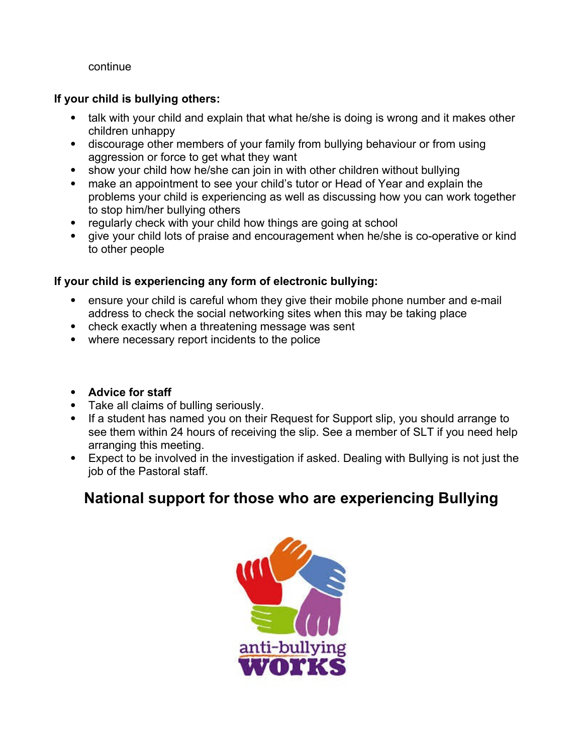continue

**If your child is bullying others:**

- talk with your child and explain that what he/she is doing is wrong and it makes other children unhappy
- discourage other members of your family from bullying behaviour or from using aggression or force to get what they want
- show your child how he/she can join in with other children without bullying
- make an appointment to see your child's tutor or Head of Year and explain the problems your child is experiencing as well as discussing how you can work together to stop him/her bullying others
- regularly check with your child how things are going at school
- give your child lots of praise and encouragement when he/she is co-operative or kind to other people

**If your child is experiencing any form of electronic bullying:**

- ensure your child is careful whom they give their mobile phone number and e-mail address to check the social networking sites when this may be taking place
- check exactly when a threatening message was sent
- where necessary report incidents to the police

- **Advice for staff**
- Take all claims of bulling seriously.
- If a student has named you on their Request for Support slip, you should arrange to see them within 24 hours of receiving the slip. See a member of SLT if you need help arranging this meeting.
- Expect to be involved in the investigation if asked. Dealing with Bullying is not just the job of the Pastoral staff.

## National support for those who are experiencing Bullying

anti-bullying WORKS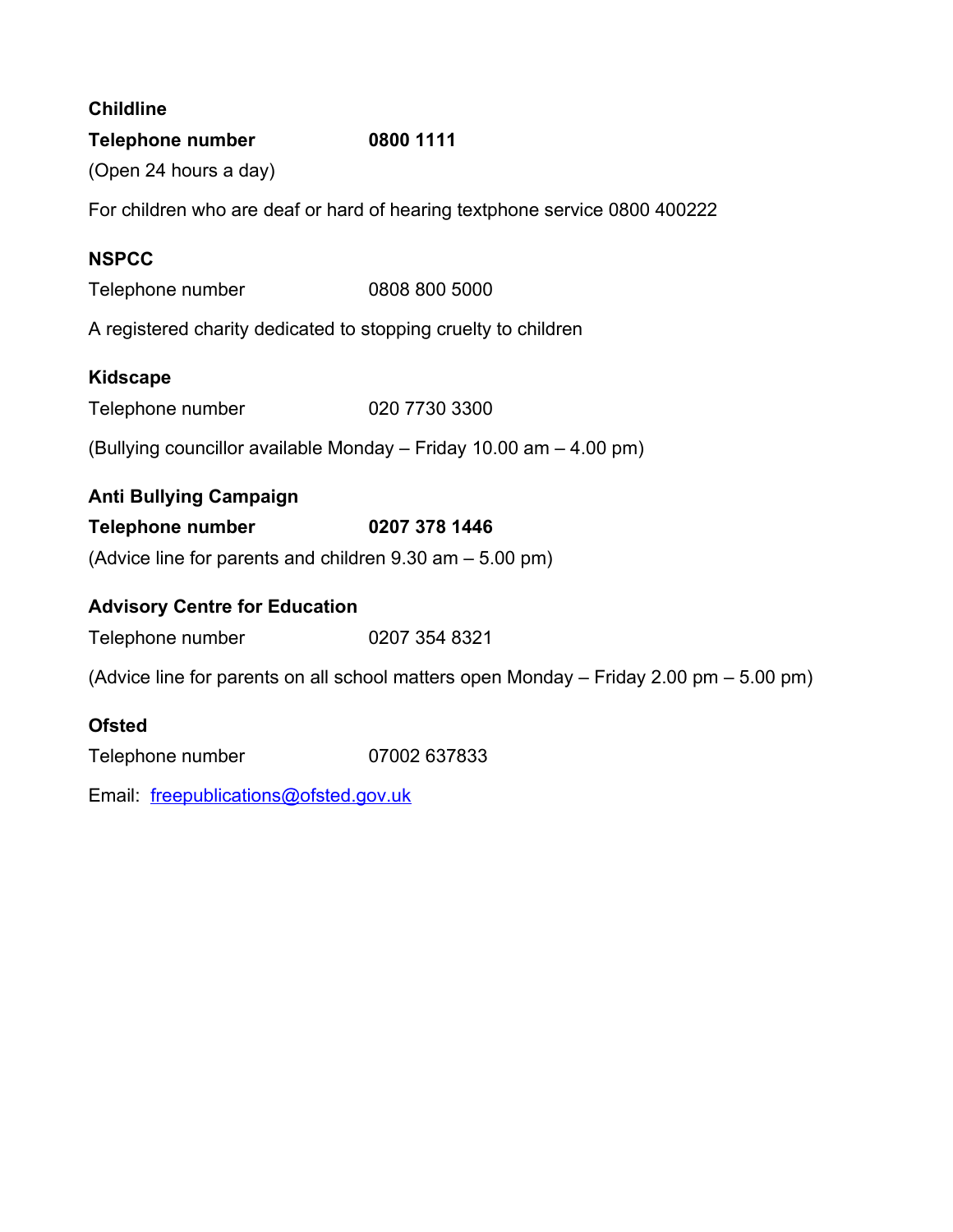**Childline**

**Telephone number** **0800 1111**

(Open 24 hours a day)

For children who are deaf or hard of hearing textphone service 0800 400222

**NSPCC**

Telephone number 0808 800 5000

A registered charity dedicated to stopping cruelty to children

**Kidscape**

Telephone number 020 7730 3300

(Bullying councillor available Monday – Friday 10.00 am – 4.00 pm)

**Anti Bullying Campaign**

**Telephone number** **0207 378 1446**

(Advice line for parents and children 9.30 am – 5.00 pm)

**Advisory Centre for Education**

Telephone number 0207 354 8321

(Advice line for parents on all school matters open Monday – Friday 2.00 pm – 5.00 pm)

**Ofsted**

Telephone number 07002 637833

Email: freepublications@ofsted.gov.uk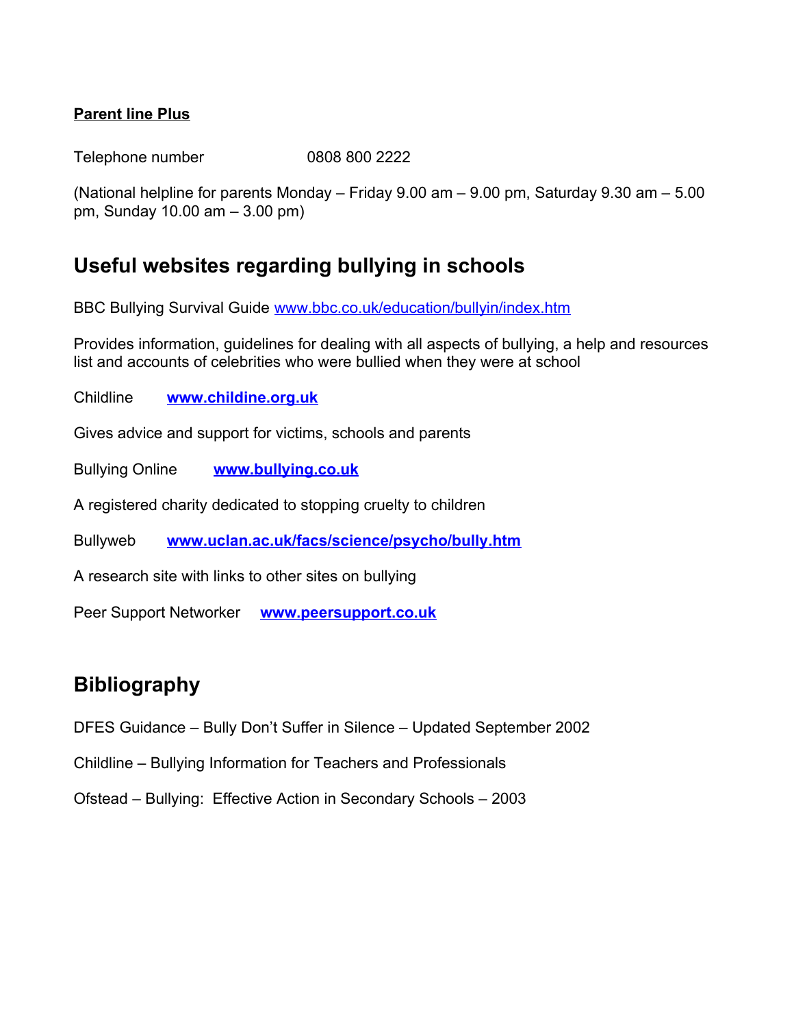**Parent line Plus**

Telephone number 0808 800 2222

(National helpline for parents Monday – Friday 9.00 am – 9.00 pm, Saturday 9.30 am – 5.00 pm, Sunday 10.00 am – 3.00 pm)

## Useful websites regarding bullying in schools

BBC Bullying Survival Guide www.bbc.co.uk/education/bullyin/index.htm

Provides information, guidelines for dealing with all aspects of bullying, a help and resources list and accounts of celebrities who were bullied when they were at school

Childline **www.childine.org.uk**

Gives advice and support for victims, schools and parents

Bullying Online **www.bullying.co.uk**

A registered charity dedicated to stopping cruelty to children

Bullyweb **www.uclan.ac.uk/facs/science/psycho/bully.htm**

A research site with links to other sites on bullying

Peer Support Networker **www.peersupport.co.uk**

## Bibliography

DFES Guidance – Bully Don't Suffer in Silence – Updated September 2002

Childline – Bullying Information for Teachers and Professionals

Ofstead – Bullying: Effective Action in Secondary Schools – 2003